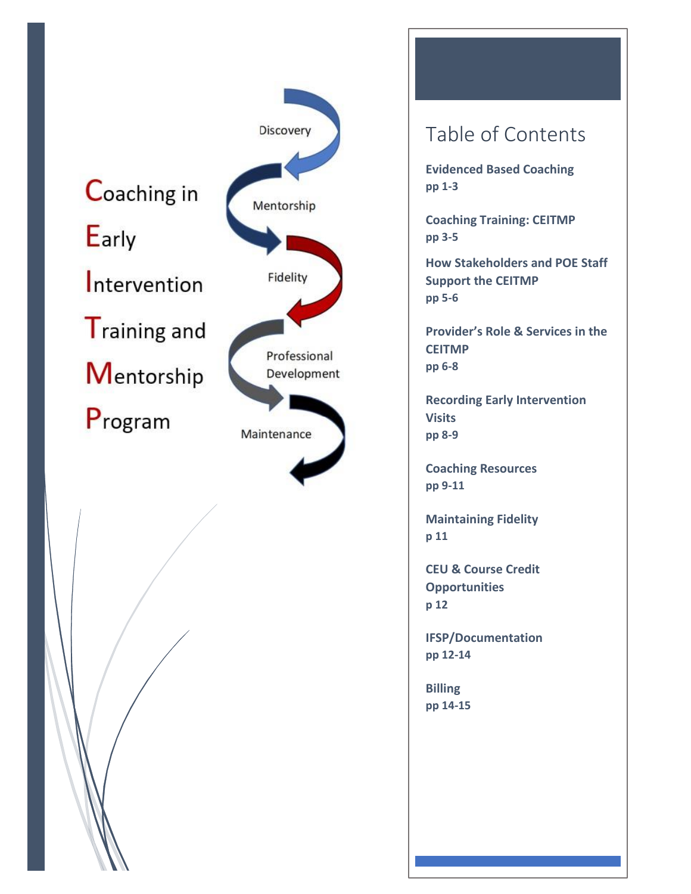# Coaching in Early Intervention Training and Mentorship Program

Discovery

Mentorship

Fidelity

Professional Development

Maintenance

## Table of Contents

**Evidenced Based Coaching**
**pp 1-3**

**Coaching Training: CEITMP**
**pp 3-5**

**How Stakeholders and POE Staff Support the CEITMP**
**pp 5-6**

**Provider's Role & Services in the CEITMP**
**pp 6-8**

**Recording Early Intervention Visits**
**pp 8-9**

**Coaching Resources**
**pp 9-11**

**Maintaining Fidelity**
**p 11**

**CEU & Course Credit Opportunities**
**p 12**

**IFSP/Documentation**
**pp 12-14**

**Billing**
**pp 14-15**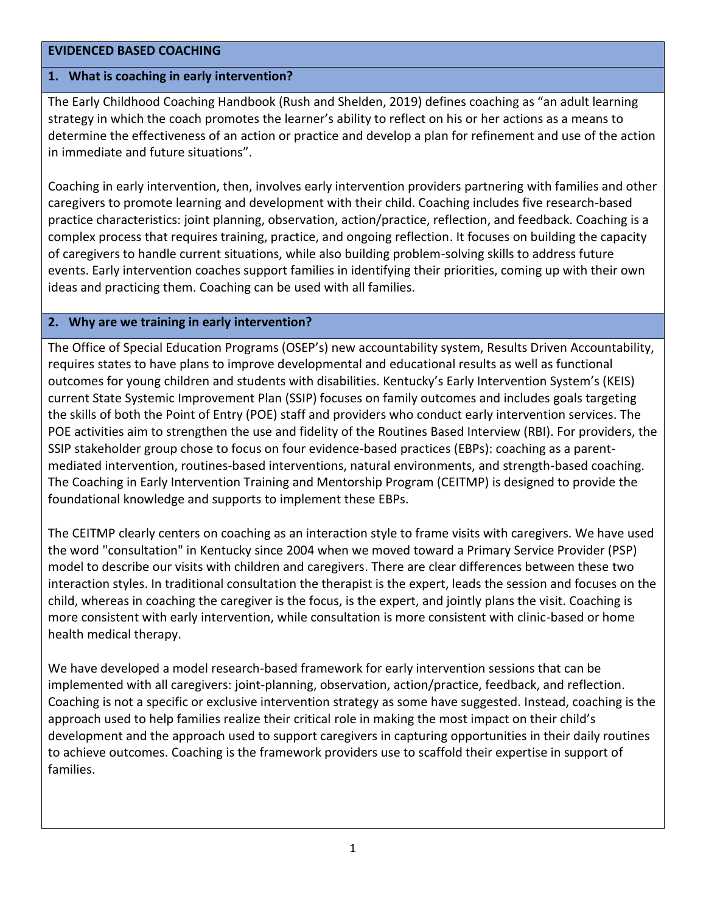## EVIDENCED BASED COACHING

### 1. What is coaching in early intervention?

The Early Childhood Coaching Handbook (Rush and Shelden, 2019) defines coaching as "an adult learning strategy in which the coach promotes the learner's ability to reflect on his or her actions as a means to determine the effectiveness of an action or practice and develop a plan for refinement and use of the action in immediate and future situations".

Coaching in early intervention, then, involves early intervention providers partnering with families and other caregivers to promote learning and development with their child. Coaching includes five research-based practice characteristics: joint planning, observation, action/practice, reflection, and feedback. Coaching is a complex process that requires training, practice, and ongoing reflection. It focuses on building the capacity of caregivers to handle current situations, while also building problem-solving skills to address future events. Early intervention coaches support families in identifying their priorities, coming up with their own ideas and practicing them. Coaching can be used with all families.

### 2. Why are we training in early intervention?

The Office of Special Education Programs (OSEP's) new accountability system, Results Driven Accountability, requires states to have plans to improve developmental and educational results as well as functional outcomes for young children and students with disabilities. Kentucky's Early Intervention System's (KEIS) current State Systemic Improvement Plan (SSIP) focuses on family outcomes and includes goals targeting the skills of both the Point of Entry (POE) staff and providers who conduct early intervention services. The POE activities aim to strengthen the use and fidelity of the Routines Based Interview (RBI). For providers, the SSIP stakeholder group chose to focus on four evidence-based practices (EBPs): coaching as a parent-mediated intervention, routines-based interventions, natural environments, and strength-based coaching. The Coaching in Early Intervention Training and Mentorship Program (CEITMP) is designed to provide the foundational knowledge and supports to implement these EBPs.

The CEITMP clearly centers on coaching as an interaction style to frame visits with caregivers. We have used the word "consultation" in Kentucky since 2004 when we moved toward a Primary Service Provider (PSP) model to describe our visits with children and caregivers. There are clear differences between these two interaction styles. In traditional consultation the therapist is the expert, leads the session and focuses on the child, whereas in coaching the caregiver is the focus, is the expert, and jointly plans the visit. Coaching is more consistent with early intervention, while consultation is more consistent with clinic-based or home health medical therapy.

We have developed a model research-based framework for early intervention sessions that can be implemented with all caregivers: joint-planning, observation, action/practice, feedback, and reflection. Coaching is not a specific or exclusive intervention strategy as some have suggested. Instead, coaching is the approach used to help families realize their critical role in making the most impact on their child's development and the approach used to support caregivers in capturing opportunities in their daily routines to achieve outcomes. Coaching is the framework providers use to scaffold their expertise in support of families.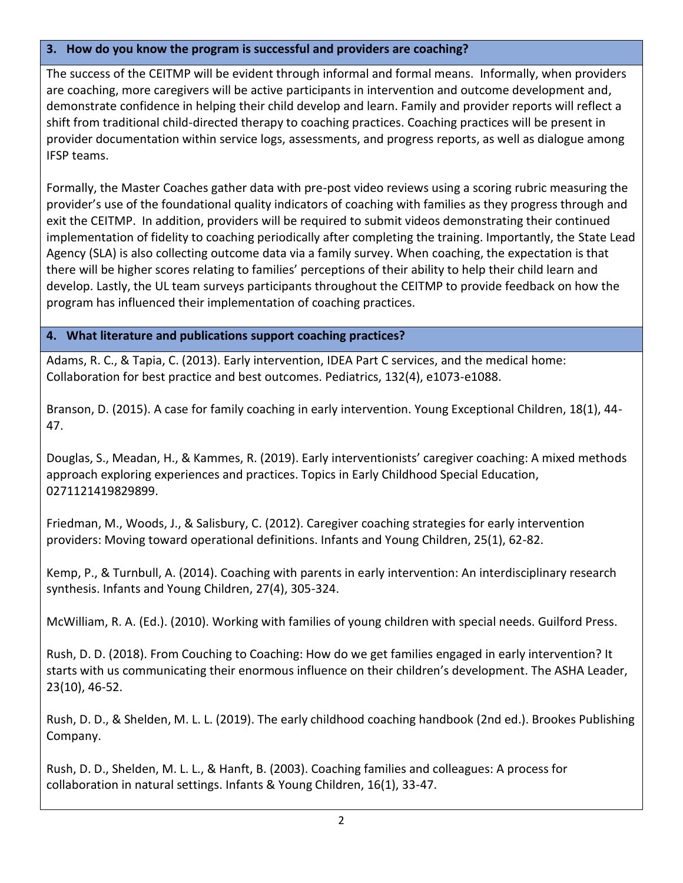### 3. How do you know the program is successful and providers are coaching?

The success of the CEITMP will be evident through informal and formal means. Informally, when providers are coaching, more caregivers will be active participants in intervention and outcome development and, demonstrate confidence in helping their child develop and learn. Family and provider reports will reflect a shift from traditional child-directed therapy to coaching practices. Coaching practices will be present in provider documentation within service logs, assessments, and progress reports, as well as dialogue among IFSP teams.

Formally, the Master Coaches gather data with pre-post video reviews using a scoring rubric measuring the provider's use of the foundational quality indicators of coaching with families as they progress through and exit the CEITMP. In addition, providers will be required to submit videos demonstrating their continued implementation of fidelity to coaching periodically after completing the training. Importantly, the State Lead Agency (SLA) is also collecting outcome data via a family survey. When coaching, the expectation is that there will be higher scores relating to families' perceptions of their ability to help their child learn and develop. Lastly, the UL team surveys participants throughout the CEITMP to provide feedback on how the program has influenced their implementation of coaching practices.

### 4. What literature and publications support coaching practices?

Adams, R. C., & Tapia, C. (2013). Early intervention, IDEA Part C services, and the medical home: Collaboration for best practice and best outcomes. Pediatrics, 132(4), e1073-e1088.

Branson, D. (2015). A case for family coaching in early intervention. Young Exceptional Children, 18(1), 44-47.

Douglas, S., Meadan, H., & Kammes, R. (2019). Early interventionists' caregiver coaching: A mixed methods approach exploring experiences and practices. Topics in Early Childhood Special Education, 0271121419829899.

Friedman, M., Woods, J., & Salisbury, C. (2012). Caregiver coaching strategies for early intervention providers: Moving toward operational definitions. Infants and Young Children, 25(1), 62-82.

Kemp, P., & Turnbull, A. (2014). Coaching with parents in early intervention: An interdisciplinary research synthesis. Infants and Young Children, 27(4), 305-324.

McWilliam, R. A. (Ed.). (2010). Working with families of young children with special needs. Guilford Press.

Rush, D. D. (2018). From Couching to Coaching: How do we get families engaged in early intervention? It starts with us communicating their enormous influence on their children's development. The ASHA Leader, 23(10), 46-52.

Rush, D. D., & Shelden, M. L. L. (2019). The early childhood coaching handbook (2nd ed.). Brookes Publishing Company.

Rush, D. D., Shelden, M. L. L., & Hanft, B. (2003). Coaching families and colleagues: A process for collaboration in natural settings. Infants & Young Children, 16(1), 33-47.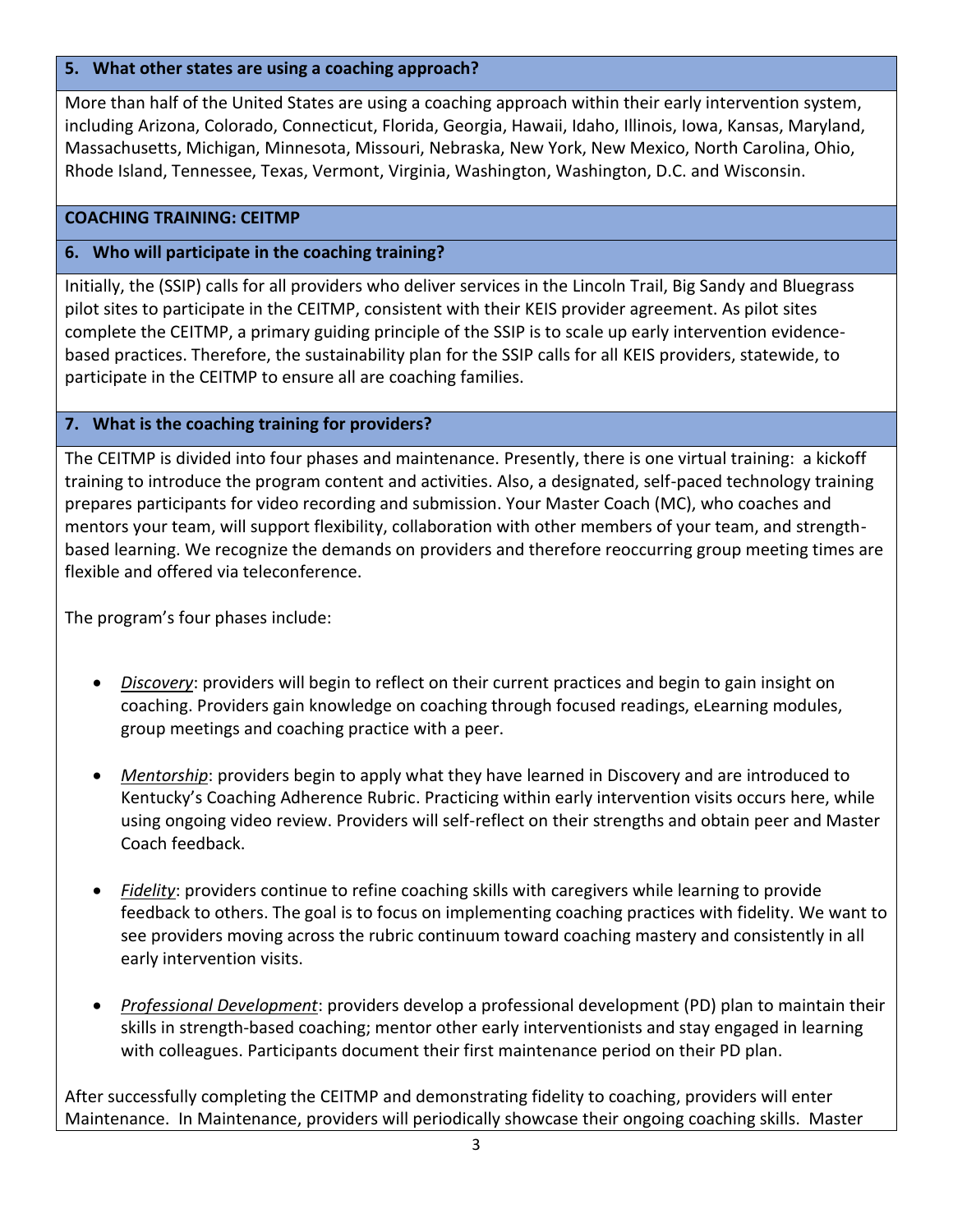### 5. What other states are using a coaching approach?

More than half of the United States are using a coaching approach within their early intervention system, including Arizona, Colorado, Connecticut, Florida, Georgia, Hawaii, Idaho, Illinois, Iowa, Kansas, Maryland, Massachusetts, Michigan, Minnesota, Missouri, Nebraska, New York, New Mexico, North Carolina, Ohio, Rhode Island, Tennessee, Texas, Vermont, Virginia, Washington, Washington, D.C. and Wisconsin.

## COACHING TRAINING: CEITMP

### 6. Who will participate in the coaching training?

Initially, the (SSIP) calls for all providers who deliver services in the Lincoln Trail, Big Sandy and Bluegrass pilot sites to participate in the CEITMP, consistent with their KEIS provider agreement. As pilot sites complete the CEITMP, a primary guiding principle of the SSIP is to scale up early intervention evidence-based practices. Therefore, the sustainability plan for the SSIP calls for all KEIS providers, statewide, to participate in the CEITMP to ensure all are coaching families.

### 7. What is the coaching training for providers?

The CEITMP is divided into four phases and maintenance. Presently, there is one virtual training: a kickoff training to introduce the program content and activities. Also, a designated, self-paced technology training prepares participants for video recording and submission. Your Master Coach (MC), who coaches and mentors your team, will support flexibility, collaboration with other members of your team, and strength-based learning. We recognize the demands on providers and therefore reoccurring group meeting times are flexible and offered via teleconference.

The program's four phases include:

- ***Discovery***: providers will begin to reflect on their current practices and begin to gain insight on coaching. Providers gain knowledge on coaching through focused readings, eLearning modules, group meetings and coaching practice with a peer.
- ***Mentorship***: providers begin to apply what they have learned in Discovery and are introduced to Kentucky's Coaching Adherence Rubric. Practicing within early intervention visits occurs here, while using ongoing video review. Providers will self-reflect on their strengths and obtain peer and Master Coach feedback.
- ***Fidelity***: providers continue to refine coaching skills with caregivers while learning to provide feedback to others. The goal is to focus on implementing coaching practices with fidelity. We want to see providers moving across the rubric continuum toward coaching mastery and consistently in all early intervention visits.
- ***Professional Development***: providers develop a professional development (PD) plan to maintain their skills in strength-based coaching; mentor other early interventionists and stay engaged in learning with colleagues. Participants document their first maintenance period on their PD plan.

After successfully completing the CEITMP and demonstrating fidelity to coaching, providers will enter Maintenance. In Maintenance, providers will periodically showcase their ongoing coaching skills. Master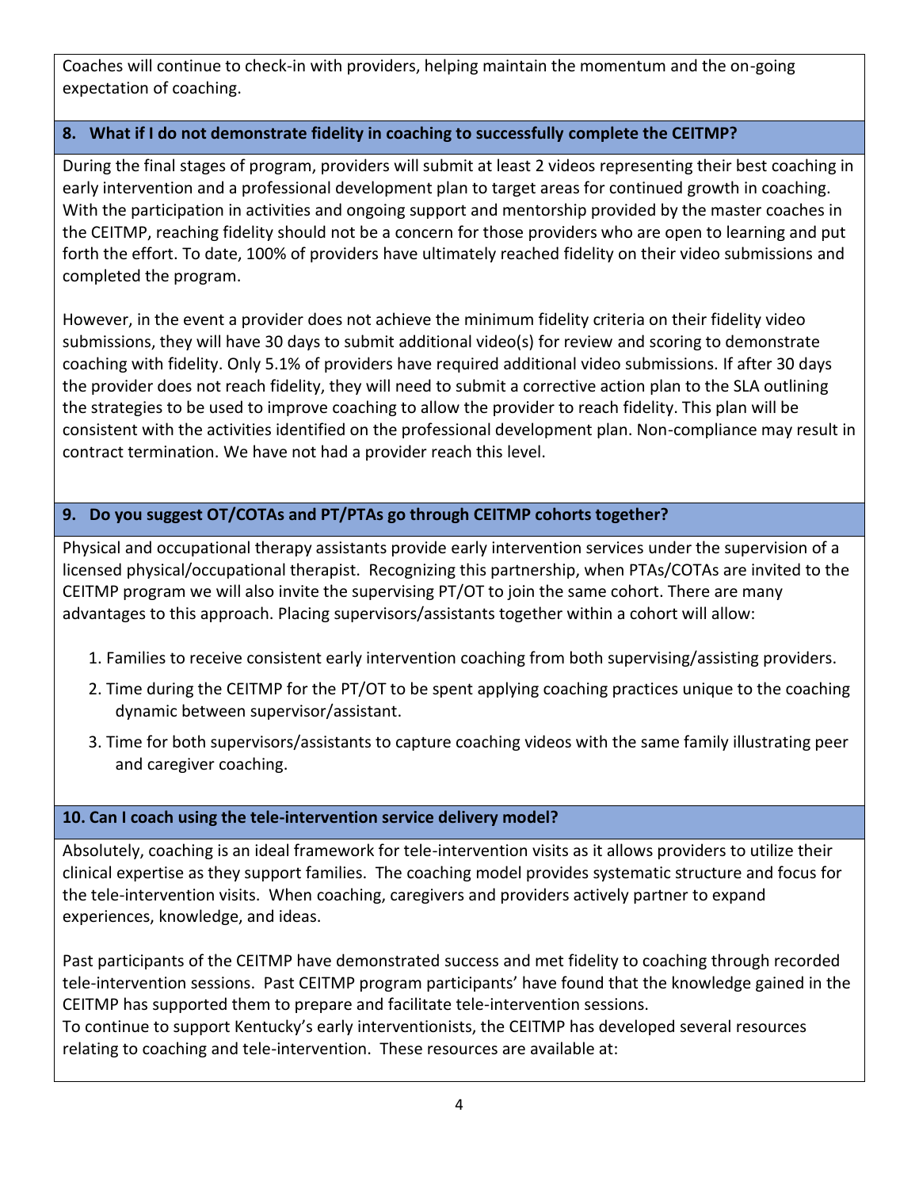Coaches will continue to check-in with providers, helping maintain the momentum and the on-going expectation of coaching.

### 8. What if I do not demonstrate fidelity in coaching to successfully complete the CEITMP?

During the final stages of program, providers will submit at least 2 videos representing their best coaching in early intervention and a professional development plan to target areas for continued growth in coaching. With the participation in activities and ongoing support and mentorship provided by the master coaches in the CEITMP, reaching fidelity should not be a concern for those providers who are open to learning and put forth the effort. To date, 100% of providers have ultimately reached fidelity on their video submissions and completed the program.

However, in the event a provider does not achieve the minimum fidelity criteria on their fidelity video submissions, they will have 30 days to submit additional video(s) for review and scoring to demonstrate coaching with fidelity. Only 5.1% of providers have required additional video submissions. If after 30 days the provider does not reach fidelity, they will need to submit a corrective action plan to the SLA outlining the strategies to be used to improve coaching to allow the provider to reach fidelity. This plan will be consistent with the activities identified on the professional development plan. Non-compliance may result in contract termination. We have not had a provider reach this level.

### 9. Do you suggest OT/COTAs and PT/PTAs go through CEITMP cohorts together?

Physical and occupational therapy assistants provide early intervention services under the supervision of a licensed physical/occupational therapist. Recognizing this partnership, when PTAs/COTAs are invited to the CEITMP program we will also invite the supervising PT/OT to join the same cohort. There are many advantages to this approach. Placing supervisors/assistants together within a cohort will allow:

1. Families to receive consistent early intervention coaching from both supervising/assisting providers.
2. Time during the CEITMP for the PT/OT to be spent applying coaching practices unique to the coaching dynamic between supervisor/assistant.
3. Time for both supervisors/assistants to capture coaching videos with the same family illustrating peer and caregiver coaching.

### 10. Can I coach using the tele-intervention service delivery model?

Absolutely, coaching is an ideal framework for tele-intervention visits as it allows providers to utilize their clinical expertise as they support families. The coaching model provides systematic structure and focus for the tele-intervention visits. When coaching, caregivers and providers actively partner to expand experiences, knowledge, and ideas.

Past participants of the CEITMP have demonstrated success and met fidelity to coaching through recorded tele-intervention sessions. Past CEITMP program participants' have found that the knowledge gained in the CEITMP has supported them to prepare and facilitate tele-intervention sessions.
To continue to support Kentucky's early interventionists, the CEITMP has developed several resources relating to coaching and tele-intervention. These resources are available at: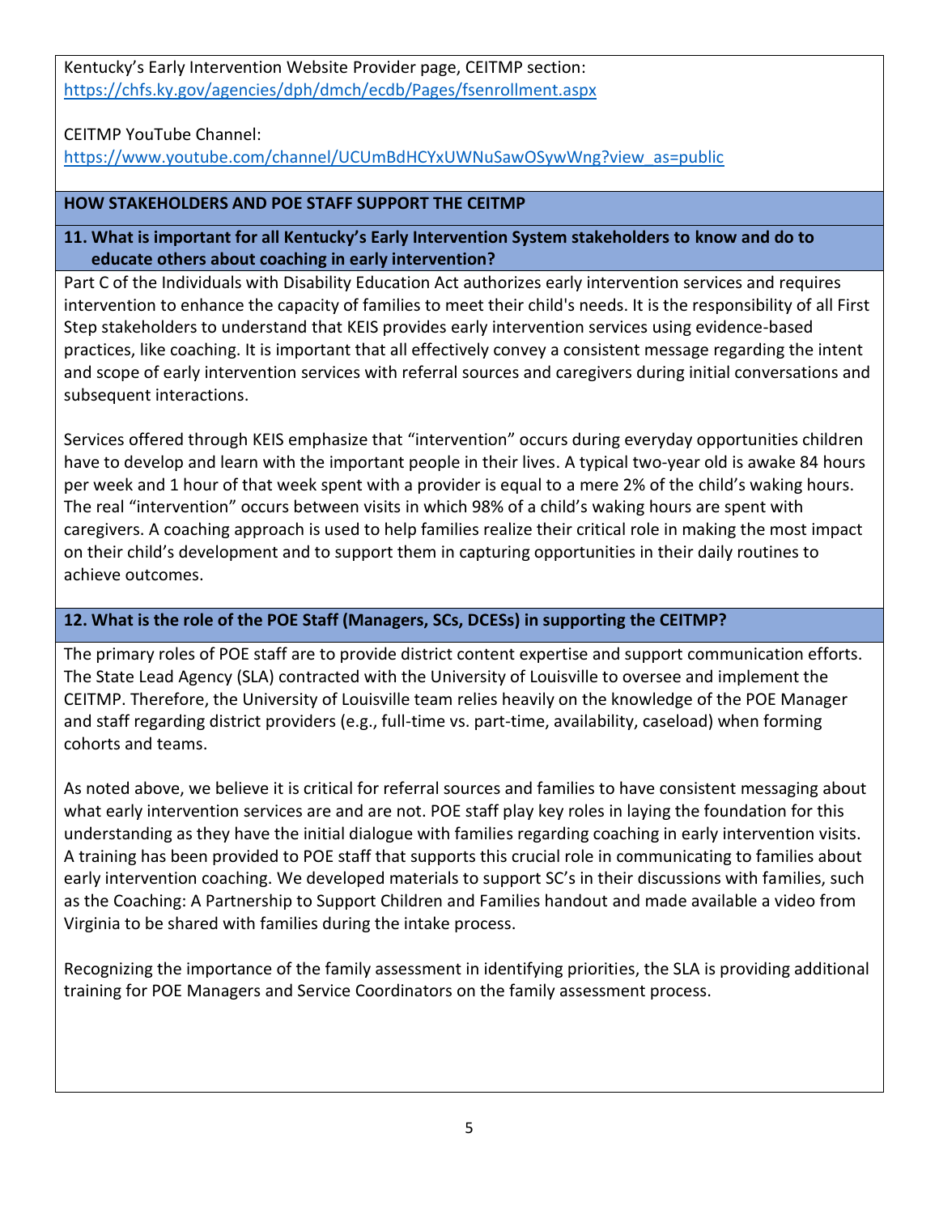Kentucky's Early Intervention Website Provider page, CEITMP section:
https://chfs.ky.gov/agencies/dph/dmch/ecdb/Pages/fsenrollment.aspx

CEITMP YouTube Channel:
https://www.youtube.com/channel/UCUmBdHCYxUWNuSawOSywWng?view_as=public

## HOW STAKEHOLDERS AND POE STAFF SUPPORT THE CEITMP

### 11. What is important for all Kentucky's Early Intervention System stakeholders to know and do to educate others about coaching in early intervention?

Part C of the Individuals with Disability Education Act authorizes early intervention services and requires intervention to enhance the capacity of families to meet their child's needs. It is the responsibility of all First Step stakeholders to understand that KEIS provides early intervention services using evidence-based practices, like coaching. It is important that all effectively convey a consistent message regarding the intent and scope of early intervention services with referral sources and caregivers during initial conversations and subsequent interactions.

Services offered through KEIS emphasize that "intervention" occurs during everyday opportunities children have to develop and learn with the important people in their lives. A typical two-year old is awake 84 hours per week and 1 hour of that week spent with a provider is equal to a mere 2% of the child's waking hours. The real "intervention" occurs between visits in which 98% of a child's waking hours are spent with caregivers. A coaching approach is used to help families realize their critical role in making the most impact on their child's development and to support them in capturing opportunities in their daily routines to achieve outcomes.

### 12. What is the role of the POE Staff (Managers, SCs, DCESs) in supporting the CEITMP?

The primary roles of POE staff are to provide district content expertise and support communication efforts. The State Lead Agency (SLA) contracted with the University of Louisville to oversee and implement the CEITMP. Therefore, the University of Louisville team relies heavily on the knowledge of the POE Manager and staff regarding district providers (e.g., full-time vs. part-time, availability, caseload) when forming cohorts and teams.

As noted above, we believe it is critical for referral sources and families to have consistent messaging about what early intervention services are and are not. POE staff play key roles in laying the foundation for this understanding as they have the initial dialogue with families regarding coaching in early intervention visits. A training has been provided to POE staff that supports this crucial role in communicating to families about early intervention coaching. We developed materials to support SC's in their discussions with families, such as the Coaching: A Partnership to Support Children and Families handout and made available a video from Virginia to be shared with families during the intake process.

Recognizing the importance of the family assessment in identifying priorities, the SLA is providing additional training for POE Managers and Service Coordinators on the family assessment process.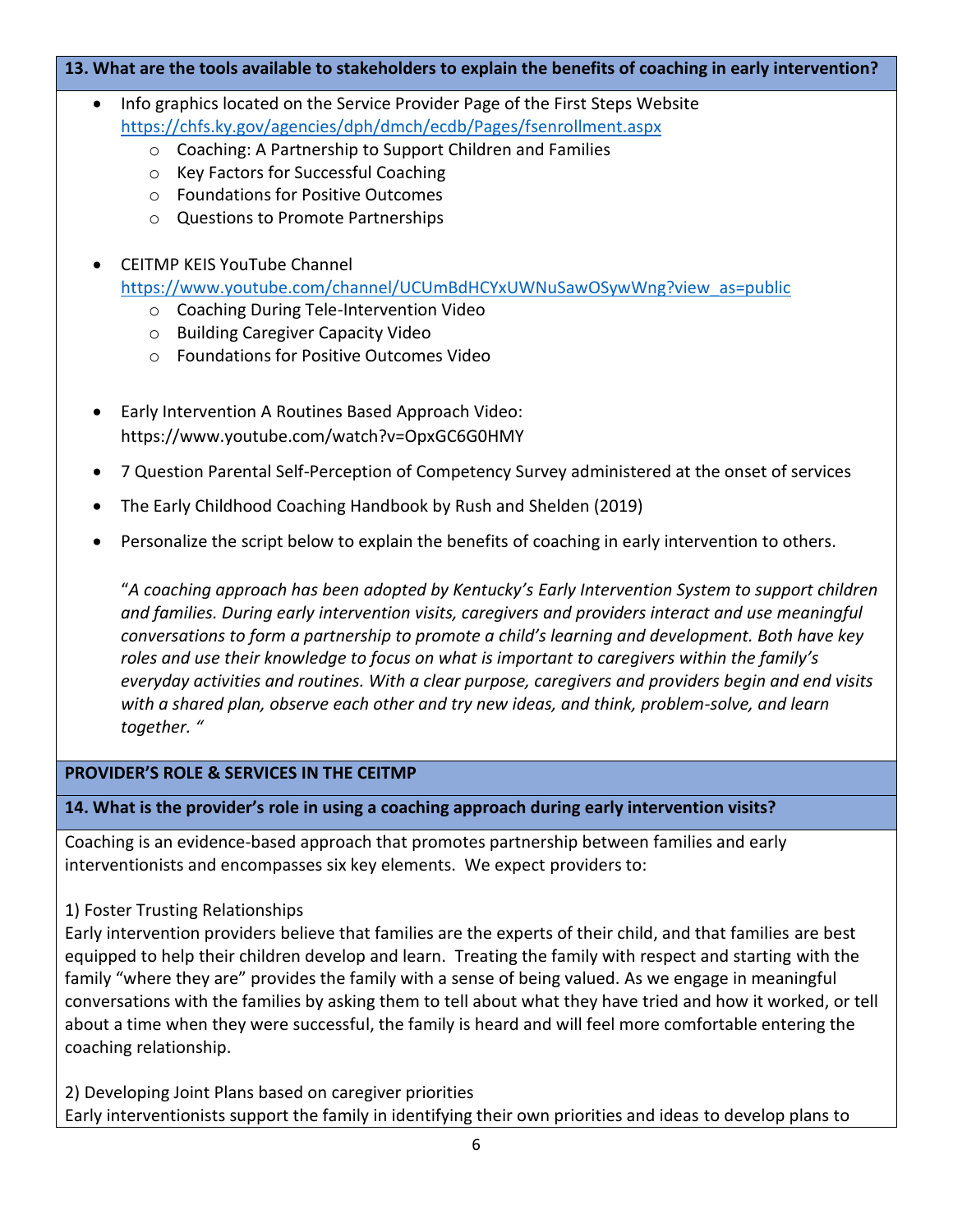### 13. What are the tools available to stakeholders to explain the benefits of coaching in early intervention?

- Info graphics located on the Service Provider Page of the First Steps Website https://chfs.ky.gov/agencies/dph/dmch/ecdb/Pages/fsenrollment.aspx
  - Coaching: A Partnership to Support Children and Families
  - Key Factors for Successful Coaching
  - Foundations for Positive Outcomes
  - Questions to Promote Partnerships

- CEITMP KEIS YouTube Channel https://www.youtube.com/channel/UCUmBdHCYxUWNuSawOSywWng?view_as=public
  - Coaching During Tele-Intervention Video
  - Building Caregiver Capacity Video
  - Foundations for Positive Outcomes Video

- Early Intervention A Routines Based Approach Video: https://www.youtube.com/watch?v=OpxGC6G0HMY
- 7 Question Parental Self-Perception of Competency Survey administered at the onset of services
- The Early Childhood Coaching Handbook by Rush and Shelden (2019)
- Personalize the script below to explain the benefits of coaching in early intervention to others.

  "*A coaching approach has been adopted by Kentucky's Early Intervention System to support children and families. During early intervention visits, caregivers and providers interact and use meaningful conversations to form a partnership to promote a child's learning and development. Both have key roles and use their knowledge to focus on what is important to caregivers within the family's everyday activities and routines. With a clear purpose, caregivers and providers begin and end visits with a shared plan, observe each other and try new ideas, and think, problem-solve, and learn together.* "

## PROVIDER'S ROLE & SERVICES IN THE CEITMP

### 14. What is the provider's role in using a coaching approach during early intervention visits?

Coaching is an evidence-based approach that promotes partnership between families and early interventionists and encompasses six key elements. We expect providers to:

1) Foster Trusting Relationships
Early intervention providers believe that families are the experts of their child, and that families are best equipped to help their children develop and learn. Treating the family with respect and starting with the family "where they are" provides the family with a sense of being valued. As we engage in meaningful conversations with the families by asking them to tell about what they have tried and how it worked, or tell about a time when they were successful, the family is heard and will feel more comfortable entering the coaching relationship.

2) Developing Joint Plans based on caregiver priorities
Early interventionists support the family in identifying their own priorities and ideas to develop plans to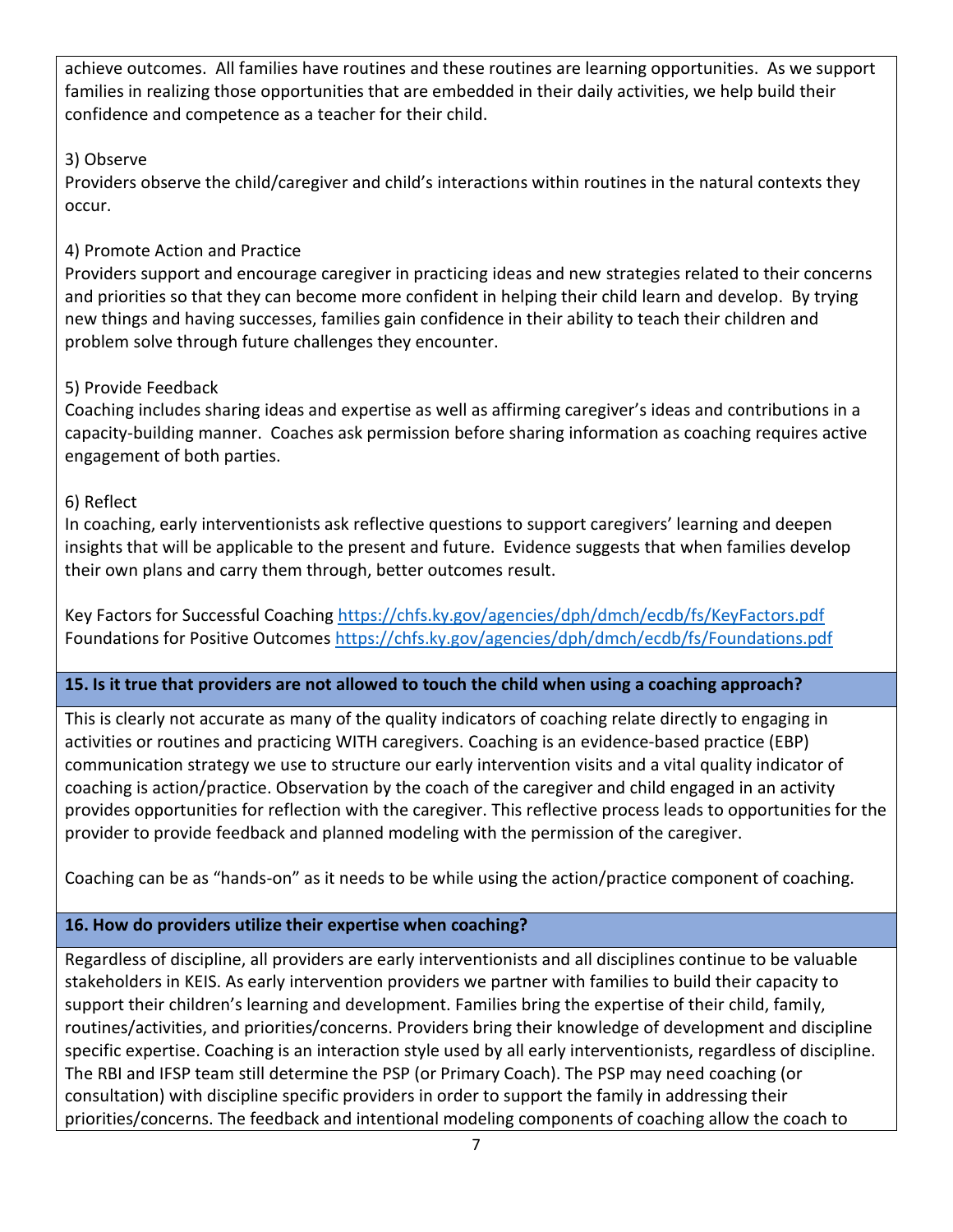achieve outcomes. All families have routines and these routines are learning opportunities. As we support families in realizing those opportunities that are embedded in their daily activities, we help build their confidence and competence as a teacher for their child.

3) Observe
Providers observe the child/caregiver and child's interactions within routines in the natural contexts they occur.

4) Promote Action and Practice
Providers support and encourage caregiver in practicing ideas and new strategies related to their concerns and priorities so that they can become more confident in helping their child learn and develop. By trying new things and having successes, families gain confidence in their ability to teach their children and problem solve through future challenges they encounter.

5) Provide Feedback
Coaching includes sharing ideas and expertise as well as affirming caregiver's ideas and contributions in a capacity-building manner. Coaches ask permission before sharing information as coaching requires active engagement of both parties.

6) Reflect
In coaching, early interventionists ask reflective questions to support caregivers' learning and deepen insights that will be applicable to the present and future. Evidence suggests that when families develop their own plans and carry them through, better outcomes result.

Key Factors for Successful Coaching https://chfs.ky.gov/agencies/dph/dmch/ecdb/fs/KeyFactors.pdf
Foundations for Positive Outcomes https://chfs.ky.gov/agencies/dph/dmch/ecdb/fs/Foundations.pdf

### 15. Is it true that providers are not allowed to touch the child when using a coaching approach?

This is clearly not accurate as many of the quality indicators of coaching relate directly to engaging in activities or routines and practicing WITH caregivers. Coaching is an evidence-based practice (EBP) communication strategy we use to structure our early intervention visits and a vital quality indicator of coaching is action/practice. Observation by the coach of the caregiver and child engaged in an activity provides opportunities for reflection with the caregiver. This reflective process leads to opportunities for the provider to provide feedback and planned modeling with the permission of the caregiver.

Coaching can be as "hands-on" as it needs to be while using the action/practice component of coaching.

### 16. How do providers utilize their expertise when coaching?

Regardless of discipline, all providers are early interventionists and all disciplines continue to be valuable stakeholders in KEIS. As early intervention providers we partner with families to build their capacity to support their children's learning and development. Families bring the expertise of their child, family, routines/activities, and priorities/concerns. Providers bring their knowledge of development and discipline specific expertise. Coaching is an interaction style used by all early interventionists, regardless of discipline. The RBI and IFSP team still determine the PSP (or Primary Coach). The PSP may need coaching (or consultation) with discipline specific providers in order to support the family in addressing their priorities/concerns. The feedback and intentional modeling components of coaching allow the coach to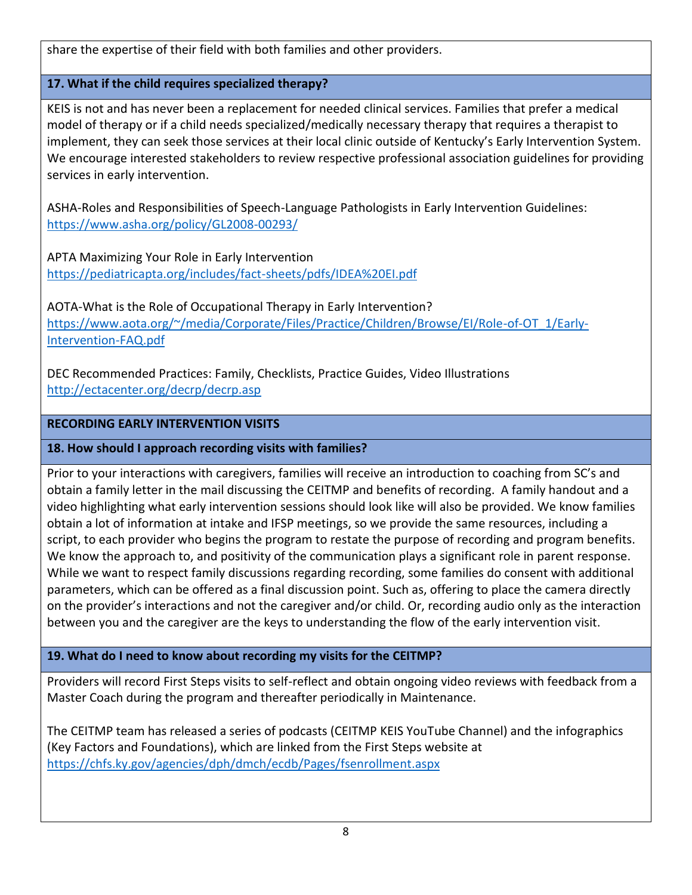share the expertise of their field with both families and other providers.

### 17. What if the child requires specialized therapy?

KEIS is not and has never been a replacement for needed clinical services. Families that prefer a medical model of therapy or if a child needs specialized/medically necessary therapy that requires a therapist to implement, they can seek those services at their local clinic outside of Kentucky's Early Intervention System. We encourage interested stakeholders to review respective professional association guidelines for providing services in early intervention.

ASHA-Roles and Responsibilities of Speech-Language Pathologists in Early Intervention Guidelines:
https://www.asha.org/policy/GL2008-00293/

APTA Maximizing Your Role in Early Intervention
https://pediatricapta.org/includes/fact-sheets/pdfs/IDEA%20EI.pdf

AOTA-What is the Role of Occupational Therapy in Early Intervention?
https://www.aota.org/~/media/Corporate/Files/Practice/Children/Browse/EI/Role-of-OT_1/Early-Intervention-FAQ.pdf

DEC Recommended Practices: Family, Checklists, Practice Guides, Video Illustrations
http://ectacenter.org/decrp/decrp.asp

## RECORDING EARLY INTERVENTION VISITS

### 18. How should I approach recording visits with families?

Prior to your interactions with caregivers, families will receive an introduction to coaching from SC's and obtain a family letter in the mail discussing the CEITMP and benefits of recording. A family handout and a video highlighting what early intervention sessions should look like will also be provided. We know families obtain a lot of information at intake and IFSP meetings, so we provide the same resources, including a script, to each provider who begins the program to restate the purpose of recording and program benefits. We know the approach to, and positivity of the communication plays a significant role in parent response. While we want to respect family discussions regarding recording, some families do consent with additional parameters, which can be offered as a final discussion point. Such as, offering to place the camera directly on the provider's interactions and not the caregiver and/or child. Or, recording audio only as the interaction between you and the caregiver are the keys to understanding the flow of the early intervention visit.

### 19. What do I need to know about recording my visits for the CEITMP?

Providers will record First Steps visits to self-reflect and obtain ongoing video reviews with feedback from a Master Coach during the program and thereafter periodically in Maintenance.

The CEITMP team has released a series of podcasts (CEITMP KEIS YouTube Channel) and the infographics (Key Factors and Foundations), which are linked from the First Steps website at
https://chfs.ky.gov/agencies/dph/dmch/ecdb/Pages/fsenrollment.aspx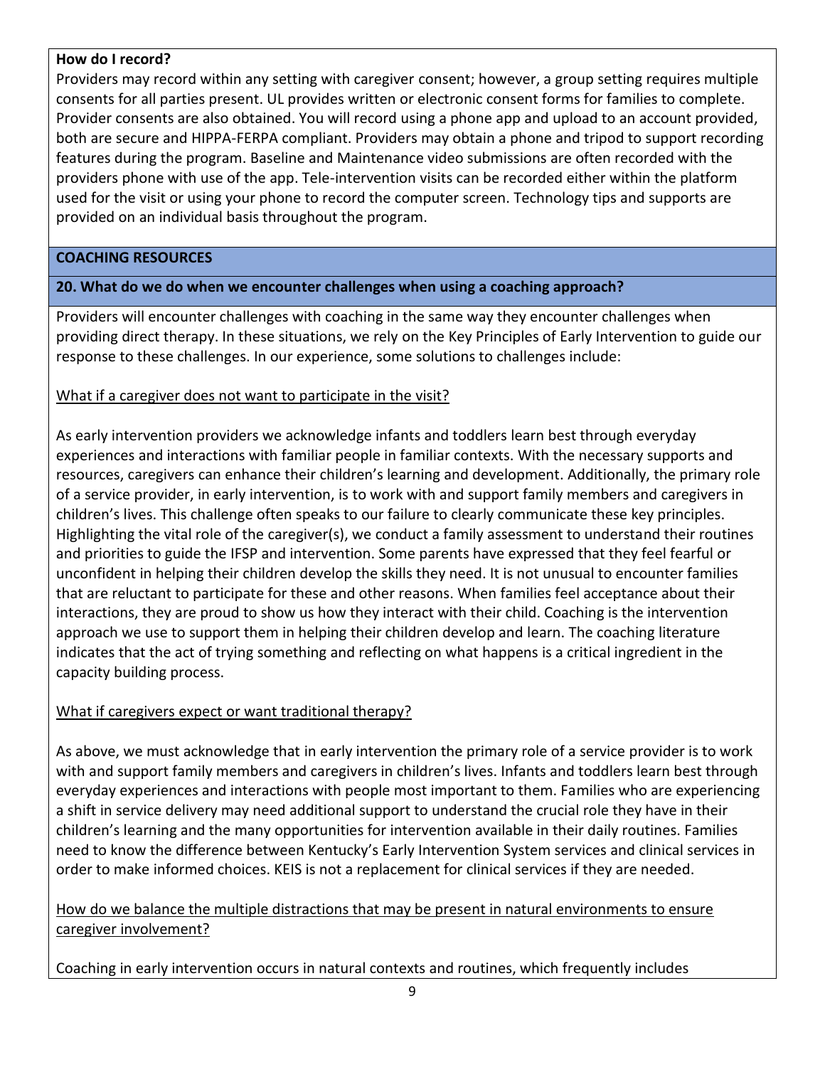**How do I record?**
Providers may record within any setting with caregiver consent; however, a group setting requires multiple consents for all parties present. UL provides written or electronic consent forms for families to complete. Provider consents are also obtained. You will record using a phone app and upload to an account provided, both are secure and HIPPA-FERPA compliant. Providers may obtain a phone and tripod to support recording features during the program. Baseline and Maintenance video submissions are often recorded with the providers phone with use of the app. Tele-intervention visits can be recorded either within the platform used for the visit or using your phone to record the computer screen. Technology tips and supports are provided on an individual basis throughout the program.

## COACHING RESOURCES

### 20. What do we do when we encounter challenges when using a coaching approach?

Providers will encounter challenges with coaching in the same way they encounter challenges when providing direct therapy. In these situations, we rely on the Key Principles of Early Intervention to guide our response to these challenges. In our experience, some solutions to challenges include:

<u>What if a caregiver does not want to participate in the visit?</u>

As early intervention providers we acknowledge infants and toddlers learn best through everyday experiences and interactions with familiar people in familiar contexts. With the necessary supports and resources, caregivers can enhance their children's learning and development. Additionally, the primary role of a service provider, in early intervention, is to work with and support family members and caregivers in children's lives. This challenge often speaks to our failure to clearly communicate these key principles. Highlighting the vital role of the caregiver(s), we conduct a family assessment to understand their routines and priorities to guide the IFSP and intervention. Some parents have expressed that they feel fearful or unconfident in helping their children develop the skills they need. It is not unusual to encounter families that are reluctant to participate for these and other reasons. When families feel acceptance about their interactions, they are proud to show us how they interact with their child. Coaching is the intervention approach we use to support them in helping their children develop and learn. The coaching literature indicates that the act of trying something and reflecting on what happens is a critical ingredient in the capacity building process.

<u>What if caregivers expect or want traditional therapy?</u>

As above, we must acknowledge that in early intervention the primary role of a service provider is to work with and support family members and caregivers in children's lives. Infants and toddlers learn best through everyday experiences and interactions with people most important to them. Families who are experiencing a shift in service delivery may need additional support to understand the crucial role they have in their children's learning and the many opportunities for intervention available in their daily routines. Families need to know the difference between Kentucky's Early Intervention System services and clinical services in order to make informed choices. KEIS is not a replacement for clinical services if they are needed.

<u>How do we balance the multiple distractions that may be present in natural environments to ensure caregiver involvement?</u>

Coaching in early intervention occurs in natural contexts and routines, which frequently includes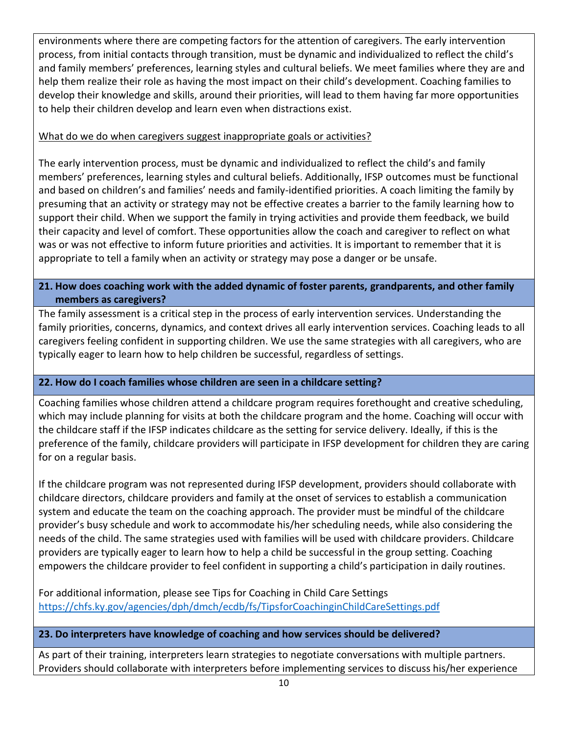environments where there are competing factors for the attention of caregivers. The early intervention process, from initial contacts through transition, must be dynamic and individualized to reflect the child's and family members' preferences, learning styles and cultural beliefs. We meet families where they are and help them realize their role as having the most impact on their child's development. Coaching families to develop their knowledge and skills, around their priorities, will lead to them having far more opportunities to help their children develop and learn even when distractions exist.

<u>What do we do when caregivers suggest inappropriate goals or activities?</u>

The early intervention process, must be dynamic and individualized to reflect the child's and family members' preferences, learning styles and cultural beliefs. Additionally, IFSP outcomes must be functional and based on children's and families' needs and family-identified priorities. A coach limiting the family by presuming that an activity or strategy may not be effective creates a barrier to the family learning how to support their child. When we support the family in trying activities and provide them feedback, we build their capacity and level of comfort. These opportunities allow the coach and caregiver to reflect on what was or was not effective to inform future priorities and activities. It is important to remember that it is appropriate to tell a family when an activity or strategy may pose a danger or be unsafe.

**21. How does coaching work with the added dynamic of foster parents, grandparents, and other family members as caregivers?**

The family assessment is a critical step in the process of early intervention services. Understanding the family priorities, concerns, dynamics, and context drives all early intervention services. Coaching leads to all caregivers feeling confident in supporting children. We use the same strategies with all caregivers, who are typically eager to learn how to help children be successful, regardless of settings.

**22. How do I coach families whose children are seen in a childcare setting?**

Coaching families whose children attend a childcare program requires forethought and creative scheduling, which may include planning for visits at both the childcare program and the home. Coaching will occur with the childcare staff if the IFSP indicates childcare as the setting for service delivery. Ideally, if this is the preference of the family, childcare providers will participate in IFSP development for children they are caring for on a regular basis.

If the childcare program was not represented during IFSP development, providers should collaborate with childcare directors, childcare providers and family at the onset of services to establish a communication system and educate the team on the coaching approach. The provider must be mindful of the childcare provider's busy schedule and work to accommodate his/her scheduling needs, while also considering the needs of the child. The same strategies used with families will be used with childcare providers. Childcare providers are typically eager to learn how to help a child be successful in the group setting. Coaching empowers the childcare provider to feel confident in supporting a child's participation in daily routines.

For additional information, please see Tips for Coaching in Child Care Settings
https://chfs.ky.gov/agencies/dph/dmch/ecdb/fs/TipsforCoachinginChildCareSettings.pdf

**23. Do interpreters have knowledge of coaching and how services should be delivered?**

As part of their training, interpreters learn strategies to negotiate conversations with multiple partners. Providers should collaborate with interpreters before implementing services to discuss his/her experience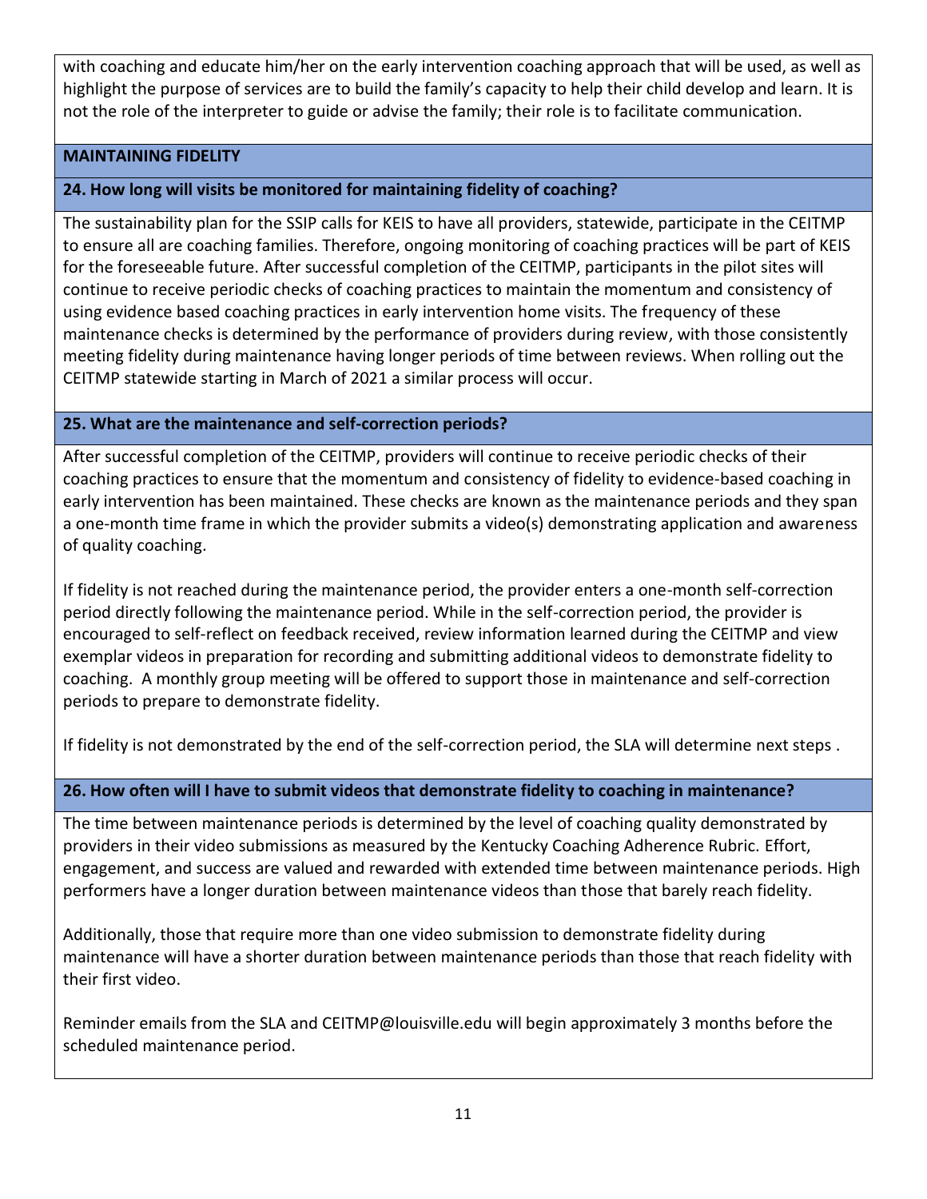with coaching and educate him/her on the early intervention coaching approach that will be used, as well as highlight the purpose of services are to build the family's capacity to help their child develop and learn. It is not the role of the interpreter to guide or advise the family; their role is to facilitate communication.

## MAINTAINING FIDELITY

### 24. How long will visits be monitored for maintaining fidelity of coaching?

The sustainability plan for the SSIP calls for KEIS to have all providers, statewide, participate in the CEITMP to ensure all are coaching families. Therefore, ongoing monitoring of coaching practices will be part of KEIS for the foreseeable future. After successful completion of the CEITMP, participants in the pilot sites will continue to receive periodic checks of coaching practices to maintain the momentum and consistency of using evidence based coaching practices in early intervention home visits. The frequency of these maintenance checks is determined by the performance of providers during review, with those consistently meeting fidelity during maintenance having longer periods of time between reviews. When rolling out the CEITMP statewide starting in March of 2021 a similar process will occur.

### 25. What are the maintenance and self-correction periods?

After successful completion of the CEITMP, providers will continue to receive periodic checks of their coaching practices to ensure that the momentum and consistency of fidelity to evidence-based coaching in early intervention has been maintained. These checks are known as the maintenance periods and they span a one-month time frame in which the provider submits a video(s) demonstrating application and awareness of quality coaching.

If fidelity is not reached during the maintenance period, the provider enters a one-month self-correction period directly following the maintenance period. While in the self-correction period, the provider is encouraged to self-reflect on feedback received, review information learned during the CEITMP and view exemplar videos in preparation for recording and submitting additional videos to demonstrate fidelity to coaching. A monthly group meeting will be offered to support those in maintenance and self-correction periods to prepare to demonstrate fidelity.

If fidelity is not demonstrated by the end of the self-correction period, the SLA will determine next steps .

### 26. How often will I have to submit videos that demonstrate fidelity to coaching in maintenance?

The time between maintenance periods is determined by the level of coaching quality demonstrated by providers in their video submissions as measured by the Kentucky Coaching Adherence Rubric. Effort, engagement, and success are valued and rewarded with extended time between maintenance periods. High performers have a longer duration between maintenance videos than those that barely reach fidelity.

Additionally, those that require more than one video submission to demonstrate fidelity during maintenance will have a shorter duration between maintenance periods than those that reach fidelity with their first video.

Reminder emails from the SLA and CEITMP@louisville.edu will begin approximately 3 months before the scheduled maintenance period.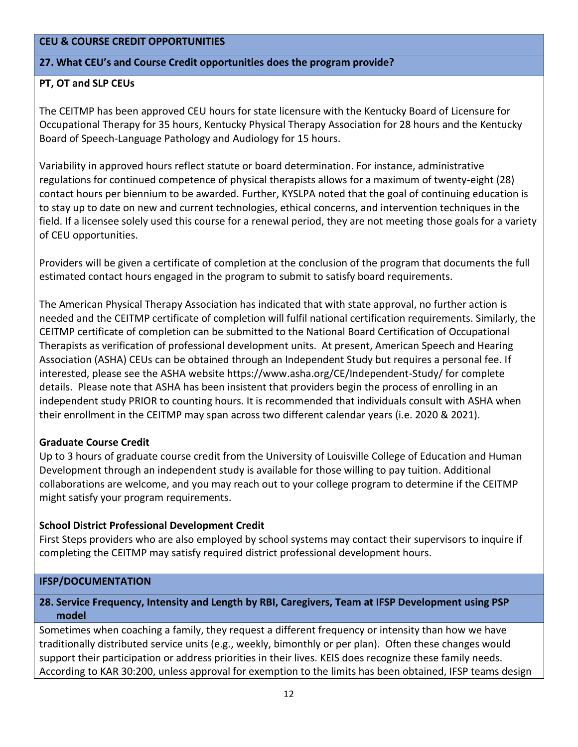## CEU & COURSE CREDIT OPPORTUNITIES

### 27. What CEU's and Course Credit opportunities does the program provide?

**PT, OT and SLP CEUs**

The CEITMP has been approved CEU hours for state licensure with the Kentucky Board of Licensure for Occupational Therapy for 35 hours, Kentucky Physical Therapy Association for 28 hours and the Kentucky Board of Speech-Language Pathology and Audiology for 15 hours.

Variability in approved hours reflect statute or board determination. For instance, administrative regulations for continued competence of physical therapists allows for a maximum of twenty-eight (28) contact hours per biennium to be awarded. Further, KYSLPA noted that the goal of continuing education is to stay up to date on new and current technologies, ethical concerns, and intervention techniques in the field. If a licensee solely used this course for a renewal period, they are not meeting those goals for a variety of CEU opportunities.

Providers will be given a certificate of completion at the conclusion of the program that documents the full estimated contact hours engaged in the program to submit to satisfy board requirements.

The American Physical Therapy Association has indicated that with state approval, no further action is needed and the CEITMP certificate of completion will fulfil national certification requirements. Similarly, the CEITMP certificate of completion can be submitted to the National Board Certification of Occupational Therapists as verification of professional development units. At present, American Speech and Hearing Association (ASHA) CEUs can be obtained through an Independent Study but requires a personal fee. If interested, please see the ASHA website https://www.asha.org/CE/Independent-Study/ for complete details. Please note that ASHA has been insistent that providers begin the process of enrolling in an independent study PRIOR to counting hours. It is recommended that individuals consult with ASHA when their enrollment in the CEITMP may span across two different calendar years (i.e. 2020 & 2021).

**Graduate Course Credit**

Up to 3 hours of graduate course credit from the University of Louisville College of Education and Human Development through an independent study is available for those willing to pay tuition. Additional collaborations are welcome, and you may reach out to your college program to determine if the CEITMP might satisfy your program requirements.

**School District Professional Development Credit**

First Steps providers who are also employed by school systems may contact their supervisors to inquire if completing the CEITMP may satisfy required district professional development hours.

## IFSP/DOCUMENTATION

### 28. Service Frequency, Intensity and Length by RBI, Caregivers, Team at IFSP Development using PSP model

Sometimes when coaching a family, they request a different frequency or intensity than how we have traditionally distributed service units (e.g., weekly, bimonthly or per plan). Often these changes would support their participation or address priorities in their lives. KEIS does recognize these family needs. According to KAR 30:200, unless approval for exemption to the limits has been obtained, IFSP teams design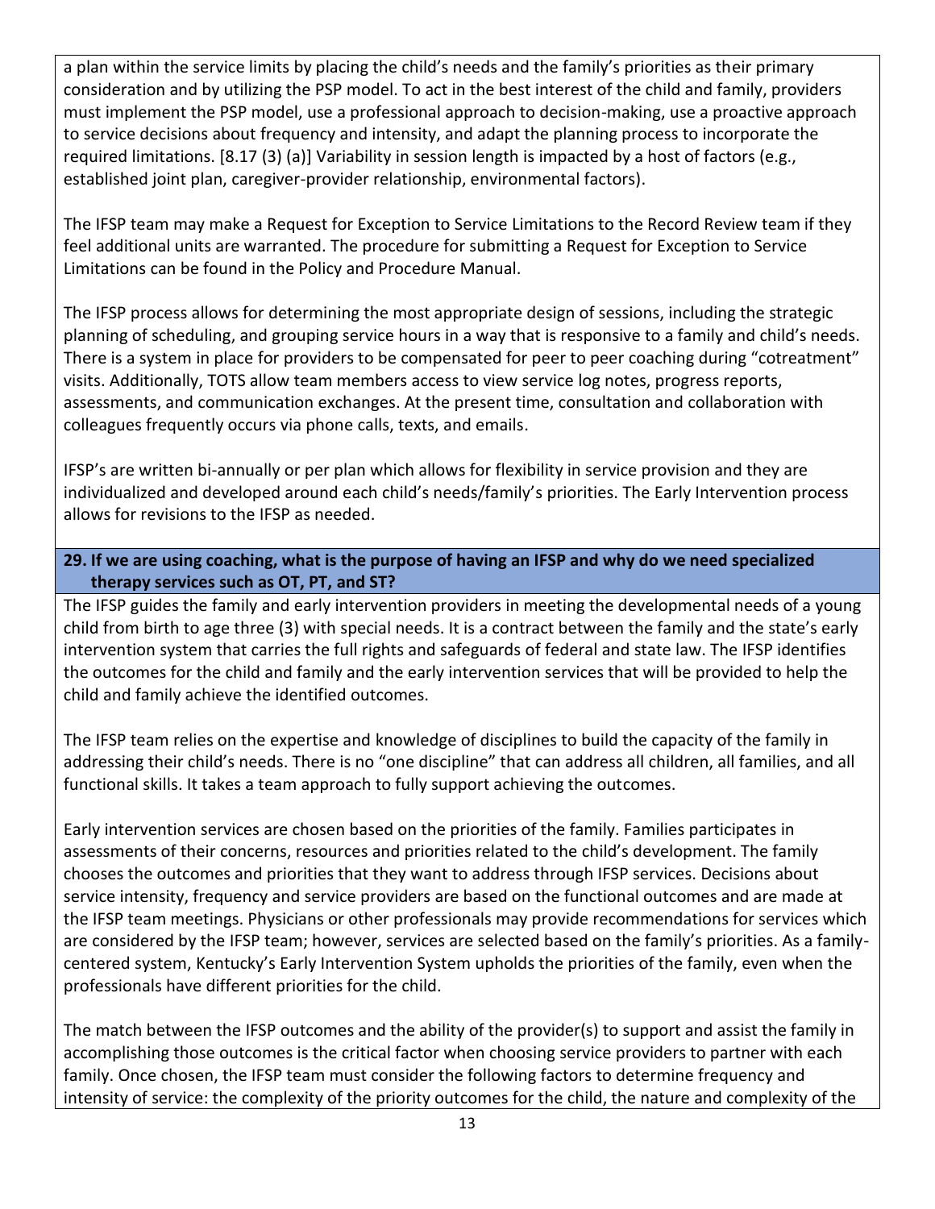a plan within the service limits by placing the child's needs and the family's priorities as their primary consideration and by utilizing the PSP model. To act in the best interest of the child and family, providers must implement the PSP model, use a professional approach to decision-making, use a proactive approach to service decisions about frequency and intensity, and adapt the planning process to incorporate the required limitations. [8.17 (3) (a)] Variability in session length is impacted by a host of factors (e.g., established joint plan, caregiver-provider relationship, environmental factors).

The IFSP team may make a Request for Exception to Service Limitations to the Record Review team if they feel additional units are warranted. The procedure for submitting a Request for Exception to Service Limitations can be found in the Policy and Procedure Manual.

The IFSP process allows for determining the most appropriate design of sessions, including the strategic planning of scheduling, and grouping service hours in a way that is responsive to a family and child's needs. There is a system in place for providers to be compensated for peer to peer coaching during "cotreatment" visits. Additionally, TOTS allow team members access to view service log notes, progress reports, assessments, and communication exchanges. At the present time, consultation and collaboration with colleagues frequently occurs via phone calls, texts, and emails.

IFSP's are written bi-annually or per plan which allows for flexibility in service provision and they are individualized and developed around each child's needs/family's priorities. The Early Intervention process allows for revisions to the IFSP as needed.

**29. If we are using coaching, what is the purpose of having an IFSP and why do we need specialized therapy services such as OT, PT, and ST?**

The IFSP guides the family and early intervention providers in meeting the developmental needs of a young child from birth to age three (3) with special needs. It is a contract between the family and the state's early intervention system that carries the full rights and safeguards of federal and state law. The IFSP identifies the outcomes for the child and family and the early intervention services that will be provided to help the child and family achieve the identified outcomes.

The IFSP team relies on the expertise and knowledge of disciplines to build the capacity of the family in addressing their child's needs. There is no "one discipline" that can address all children, all families, and all functional skills. It takes a team approach to fully support achieving the outcomes.

Early intervention services are chosen based on the priorities of the family. Families participates in assessments of their concerns, resources and priorities related to the child's development. The family chooses the outcomes and priorities that they want to address through IFSP services. Decisions about service intensity, frequency and service providers are based on the functional outcomes and are made at the IFSP team meetings. Physicians or other professionals may provide recommendations for services which are considered by the IFSP team; however, services are selected based on the family's priorities. As a family-centered system, Kentucky's Early Intervention System upholds the priorities of the family, even when the professionals have different priorities for the child.

The match between the IFSP outcomes and the ability of the provider(s) to support and assist the family in accomplishing those outcomes is the critical factor when choosing service providers to partner with each family. Once chosen, the IFSP team must consider the following factors to determine frequency and intensity of service: the complexity of the priority outcomes for the child, the nature and complexity of the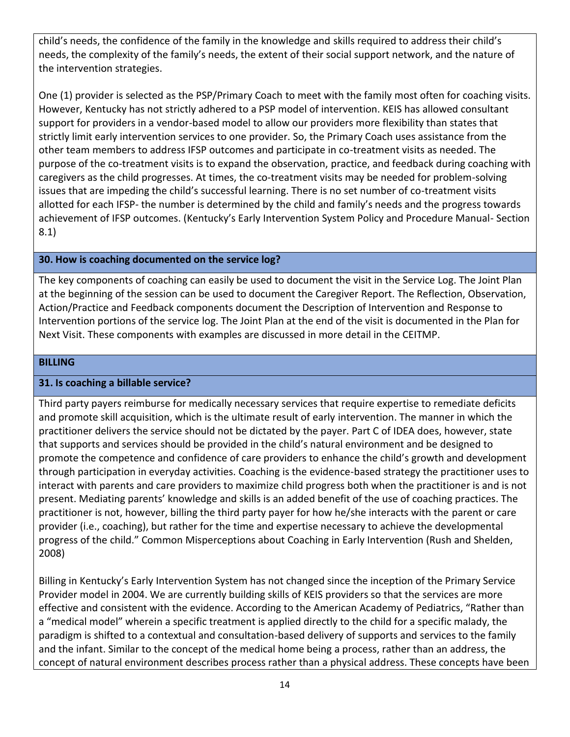child's needs, the confidence of the family in the knowledge and skills required to address their child's needs, the complexity of the family's needs, the extent of their social support network, and the nature of the intervention strategies.

One (1) provider is selected as the PSP/Primary Coach to meet with the family most often for coaching visits. However, Kentucky has not strictly adhered to a PSP model of intervention. KEIS has allowed consultant support for providers in a vendor-based model to allow our providers more flexibility than states that strictly limit early intervention services to one provider. So, the Primary Coach uses assistance from the other team members to address IFSP outcomes and participate in co-treatment visits as needed. The purpose of the co-treatment visits is to expand the observation, practice, and feedback during coaching with caregivers as the child progresses. At times, the co-treatment visits may be needed for problem-solving issues that are impeding the child's successful learning. There is no set number of co-treatment visits allotted for each IFSP- the number is determined by the child and family's needs and the progress towards achievement of IFSP outcomes. (Kentucky's Early Intervention System Policy and Procedure Manual- Section 8.1)

### 30. How is coaching documented on the service log?

The key components of coaching can easily be used to document the visit in the Service Log. The Joint Plan at the beginning of the session can be used to document the Caregiver Report. The Reflection, Observation, Action/Practice and Feedback components document the Description of Intervention and Response to Intervention portions of the service log. The Joint Plan at the end of the visit is documented in the Plan for Next Visit. These components with examples are discussed in more detail in the CEITMP.

## BILLING

### 31. Is coaching a billable service?

Third party payers reimburse for medically necessary services that require expertise to remediate deficits and promote skill acquisition, which is the ultimate result of early intervention. The manner in which the practitioner delivers the service should not be dictated by the payer. Part C of IDEA does, however, state that supports and services should be provided in the child's natural environment and be designed to promote the competence and confidence of care providers to enhance the child's growth and development through participation in everyday activities. Coaching is the evidence-based strategy the practitioner uses to interact with parents and care providers to maximize child progress both when the practitioner is and is not present. Mediating parents' knowledge and skills is an added benefit of the use of coaching practices. The practitioner is not, however, billing the third party payer for how he/she interacts with the parent or care provider (i.e., coaching), but rather for the time and expertise necessary to achieve the developmental progress of the child." Common Misperceptions about Coaching in Early Intervention (Rush and Shelden, 2008)

Billing in Kentucky's Early Intervention System has not changed since the inception of the Primary Service Provider model in 2004. We are currently building skills of KEIS providers so that the services are more effective and consistent with the evidence. According to the American Academy of Pediatrics, "Rather than a "medical model" wherein a specific treatment is applied directly to the child for a specific malady, the paradigm is shifted to a contextual and consultation-based delivery of supports and services to the family and the infant. Similar to the concept of the medical home being a process, rather than an address, the concept of natural environment describes process rather than a physical address. These concepts have been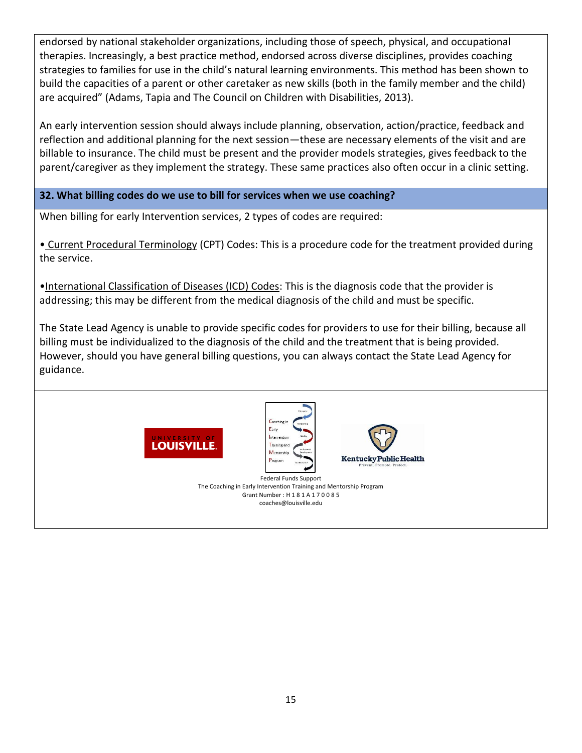endorsed by national stakeholder organizations, including those of speech, physical, and occupational therapies. Increasingly, a best practice method, endorsed across diverse disciplines, provides coaching strategies to families for use in the child's natural learning environments. This method has been shown to build the capacities of a parent or other caretaker as new skills (both in the family member and the child) are acquired" (Adams, Tapia and The Council on Children with Disabilities, 2013).

An early intervention session should always include planning, observation, action/practice, feedback and reflection and additional planning for the next session—these are necessary elements of the visit and are billable to insurance. The child must be present and the provider models strategies, gives feedback to the parent/caregiver as they implement the strategy. These same practices also often occur in a clinic setting.

**32. What billing codes do we use to bill for services when we use coaching?**

When billing for early Intervention services, 2 types of codes are required:

- Current Procedural Terminology (CPT) Codes: This is a procedure code for the treatment provided during the service.
- International Classification of Diseases (ICD) Codes: This is the diagnosis code that the provider is addressing; this may be different from the medical diagnosis of the child and must be specific.

The State Lead Agency is unable to provide specific codes for providers to use for their billing, because all billing must be individualized to the diagnosis of the child and the treatment that is being provided. However, should you have general billing questions, you can always contact the State Lead Agency for guidance.

Federal Funds Support
The Coaching in Early Intervention Training and Mentorship Program
Grant Number : H 1 8 1 A 1 7 0 0 8 5
coaches@louisville.edu